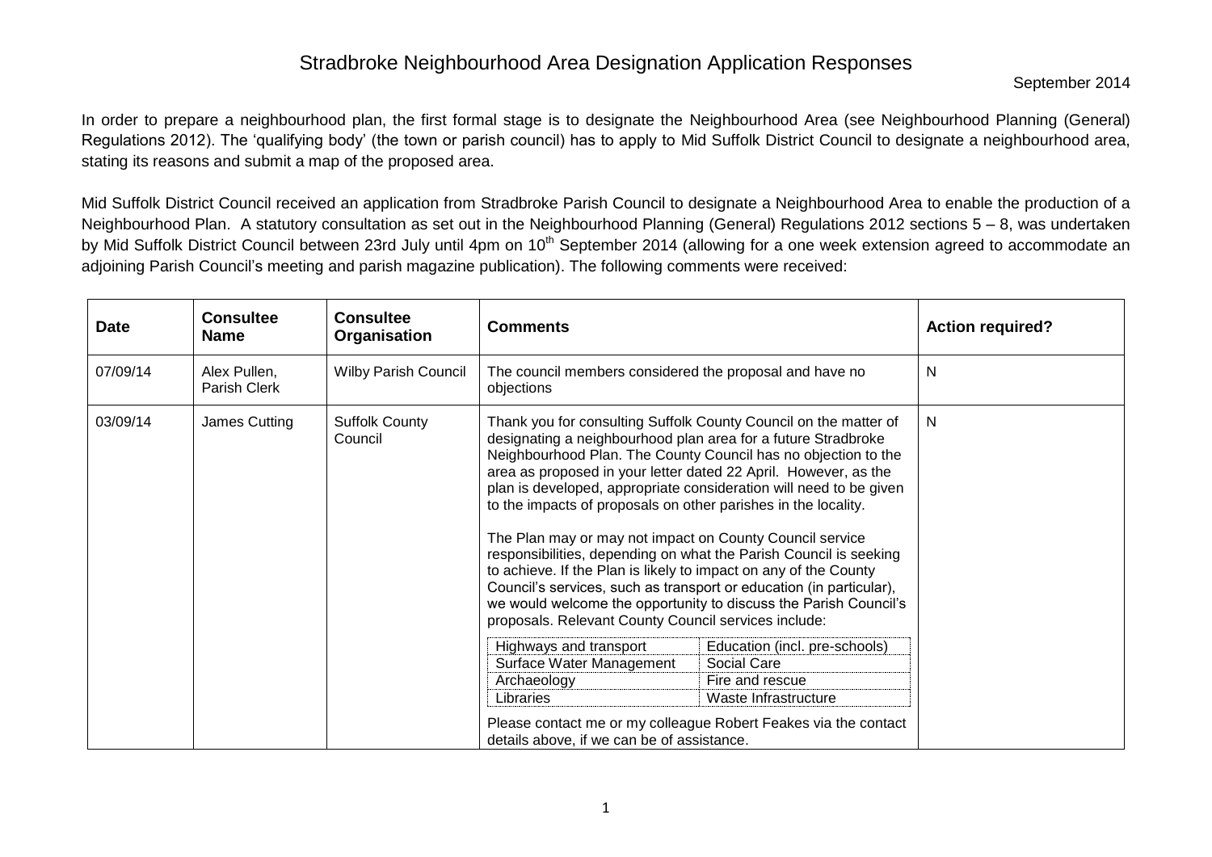# Stradbroke Neighbourhood Area Designation Application Responses

September 2014

In order to prepare a neighbourhood plan, the first formal stage is to designate the Neighbourhood Area (see Neighbourhood Planning (General) Regulations 2012). The 'qualifying body' (the town or parish council) has to apply to Mid Suffolk District Council to designate a neighbourhood area, stating its reasons and submit a map of the proposed area.

Mid Suffolk District Council received an application from Stradbroke Parish Council to designate a Neighbourhood Area to enable the production of a Neighbourhood Plan. A statutory consultation as set out in the Neighbourhood Planning (General) Regulations 2012 sections 5 – 8, was undertaken by Mid Suffolk District Council between 23rd July until 4pm on 10th September 2014 (allowing for a one week extension agreed to accommodate an adjoining Parish Council's meeting and parish magazine publication). The following comments were received:

| Date | Consultee Name | Consultee Organisation | Comments | Action required? |
|---|---|---|---|---|
| 07/09/14 | Alex Pullen, Parish Clerk | Wilby Parish Council | The council members considered the proposal and have no objections | N |
| 03/09/14 | James Cutting | Suffolk County Council | Thank you for consulting Suffolk County Council on the matter of designating a neighbourhood plan area for a future Stradbroke Neighbourhood Plan. The County Council has no objection to the area as proposed in your letter dated 22 April. However, as the plan is developed, appropriate consideration will need to be given to the impacts of proposals on other parishes in the locality.<br><br>The Plan may or may not impact on County Council service responsibilities, depending on what the Parish Council is seeking to achieve. If the Plan is likely to impact on any of the County Council's services, such as transport or education (in particular), we would welcome the opportunity to discuss the Parish Council's proposals. Relevant County Council services include:<br><br>Highways and transport; Education (incl. pre-schools)<br>Surface Water Management; Social Care<br>Archaeology; Fire and rescue<br>Libraries; Waste Infrastructure<br><br>Please contact me or my colleague Robert Feakes via the contact details above, if we can be of assistance. | N |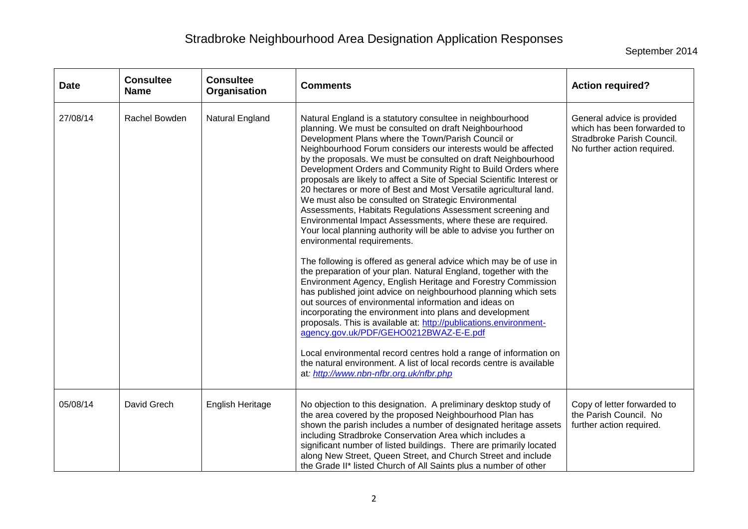# Stradbroke Neighbourhood Area Designation Application Responses

September 2014

| Date | Consultee Name | Consultee Organisation | Comments | Action required? |
|---|---|---|---|---|
| 27/08/14 | Rachel Bowden | Natural England | Natural England is a statutory consultee in neighbourhood planning. We must be consulted on draft Neighbourhood Development Plans where the Town/Parish Council or Neighbourhood Forum considers our interests would be affected by the proposals. We must be consulted on draft Neighbourhood Development Orders and Community Right to Build Orders where proposals are likely to affect a Site of Special Scientific Interest or 20 hectares or more of Best and Most Versatile agricultural land. We must also be consulted on Strategic Environmental Assessments, Habitats Regulations Assessment screening and Environmental Impact Assessments, where these are required. Your local planning authority will be able to advise you further on environmental requirements.<br><br>The following is offered as general advice which may be of use in the preparation of your plan. Natural England, together with the Environment Agency, English Heritage and Forestry Commission has published joint advice on neighbourhood planning which sets out sources of environmental information and ideas on incorporating the environment into plans and development proposals. This is available at: http://publications.environment-agency.gov.uk/PDF/GEHO0212BWAZ-E-E.pdf<br><br>Local environmental record centres hold a range of information on the natural environment. A list of local records centre is available at: *http://www.nbn-nfbr.org.uk/nfbr.php* | General advice is provided which has been forwarded to Stradbroke Parish Council. No further action required. |
| 05/08/14 | David Grech | English Heritage | No objection to this designation. A preliminary desktop study of the area covered by the proposed Neighbourhood Plan has shown the parish includes a number of designated heritage assets including Stradbroke Conservation Area which includes a significant number of listed buildings. There are primarily located along New Street, Queen Street, and Church Street and include the Grade II* listed Church of All Saints plus a number of other | Copy of letter forwarded to the Parish Council. No further action required. |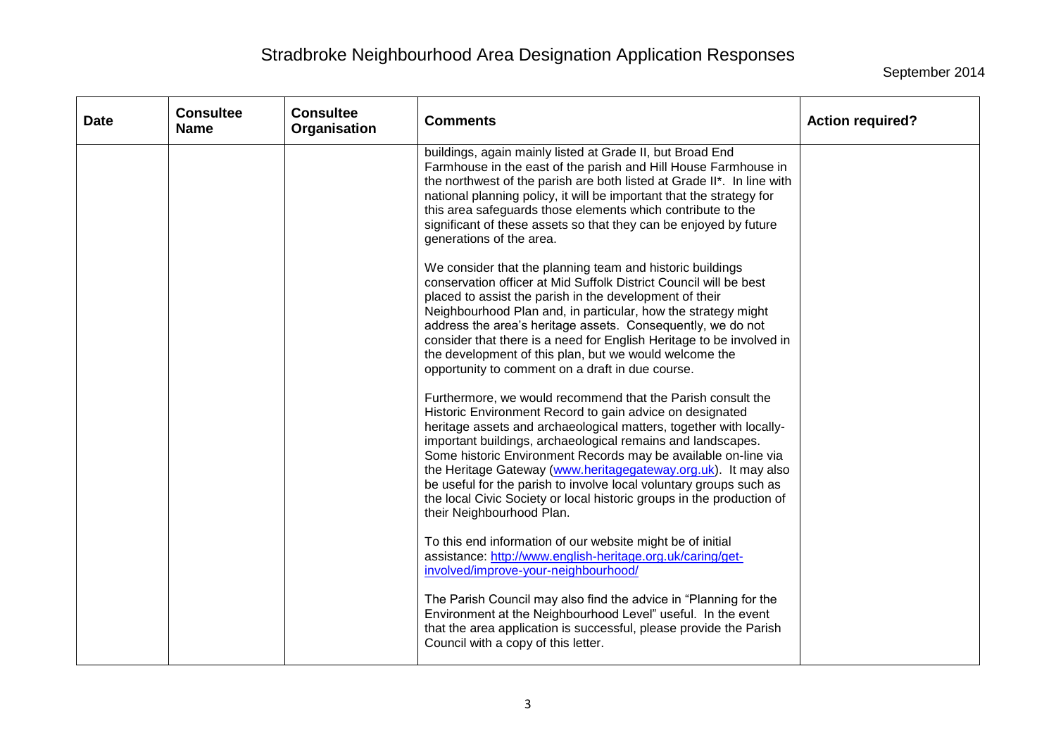# Stradbroke Neighbourhood Area Designation Application Responses

September 2014

| Date | Consultee Name | Consultee Organisation | Comments | Action required? |
|---|---|---|---|---|
| | | | buildings, again mainly listed at Grade II, but Broad End Farmhouse in the east of the parish and Hill House Farmhouse in the northwest of the parish are both listed at Grade II*. In line with national planning policy, it will be important that the strategy for this area safeguards those elements which contribute to the significant of these assets so that they can be enjoyed by future generations of the area.<br><br>We consider that the planning team and historic buildings conservation officer at Mid Suffolk District Council will be best placed to assist the parish in the development of their Neighbourhood Plan and, in particular, how the strategy might address the area's heritage assets. Consequently, we do not consider that there is a need for English Heritage to be involved in the development of this plan, but we would welcome the opportunity to comment on a draft in due course.<br><br>Furthermore, we would recommend that the Parish consult the Historic Environment Record to gain advice on designated heritage assets and archaeological matters, together with locally-important buildings, archaeological remains and landscapes. Some historic Environment Records may be available on-line via the Heritage Gateway (www.heritagegateway.org.uk). It may also be useful for the parish to involve local voluntary groups such as the local Civic Society or local historic groups in the production of their Neighbourhood Plan.<br><br>To this end information of our website might be of initial assistance: http://www.english-heritage.org.uk/caring/get-involved/improve-your-neighbourhood/<br><br>The Parish Council may also find the advice in "Planning for the Environment at the Neighbourhood Level" useful. In the event that the area application is successful, please provide the Parish Council with a copy of this letter. | |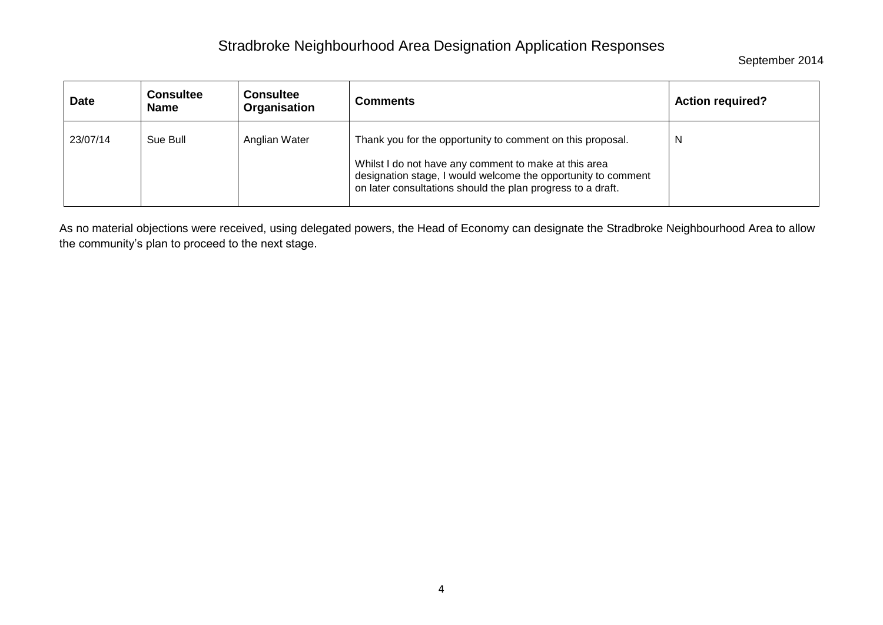# Stradbroke Neighbourhood Area Designation Application Responses

September 2014

| Date | Consultee Name | Consultee Organisation | Comments | Action required? |
|---|---|---|---|---|
| 23/07/14 | Sue Bull | Anglian Water | Thank you for the opportunity to comment on this proposal.<br><br>Whilst I do not have any comment to make at this area designation stage, I would welcome the opportunity to comment on later consultations should the plan progress to a draft. | N |

As no material objections were received, using delegated powers, the Head of Economy can designate the Stradbroke Neighbourhood Area to allow the community's plan to proceed to the next stage.